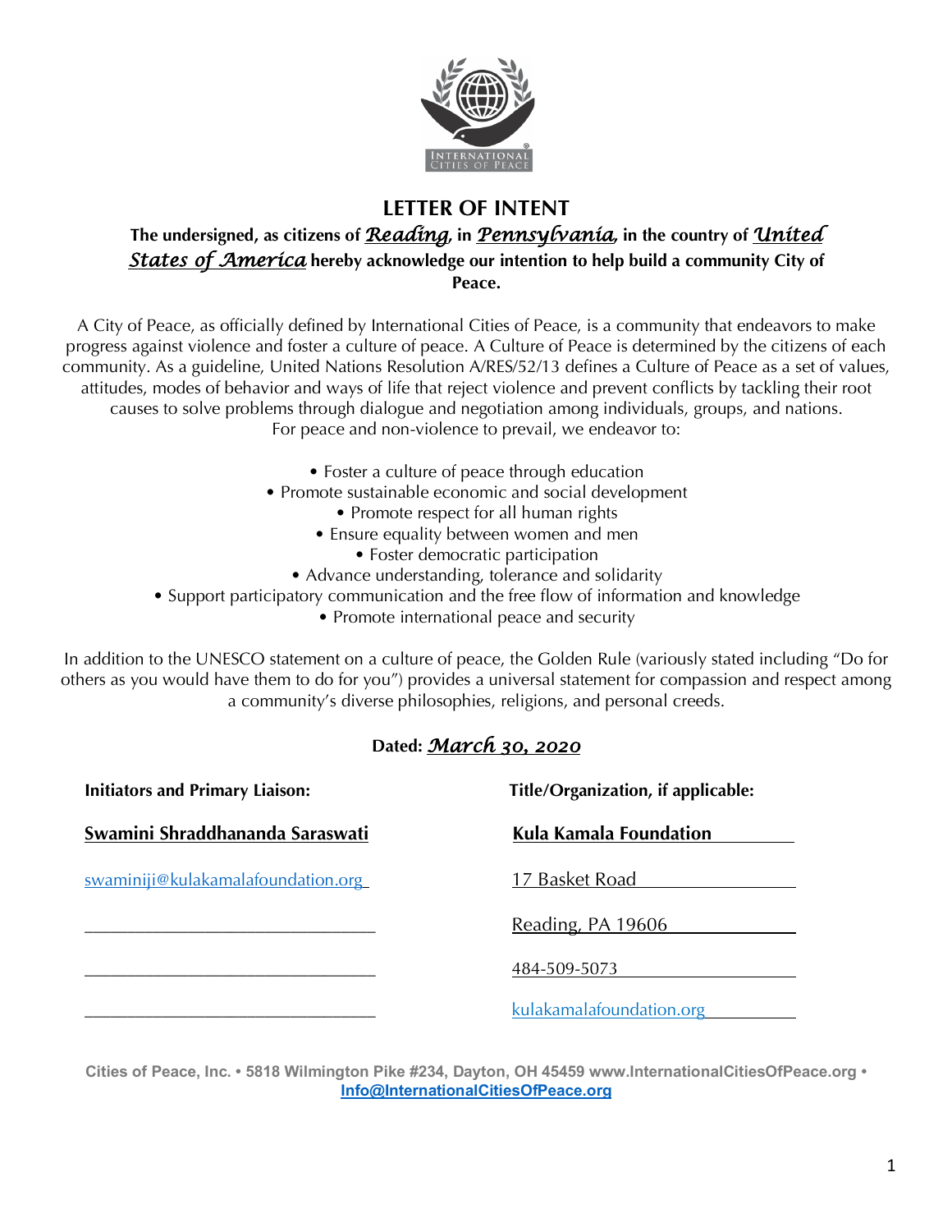# LETTER OF INTENT

**The undersigned, as citizens of *Reading*, in *Pennsylvania*, in the country of *United States of America* hereby acknowledge our intention to help build a community City of Peace.**

A City of Peace, as officially defined by International Cities of Peace, is a community that endeavors to make progress against violence and foster a culture of peace. A Culture of Peace is determined by the citizens of each community. As a guideline, United Nations Resolution A/RES/52/13 defines a Culture of Peace as a set of values, attitudes, modes of behavior and ways of life that reject violence and prevent conflicts by tackling their root causes to solve problems through dialogue and negotiation among individuals, groups, and nations. For peace and non-violence to prevail, we endeavor to:

- Foster a culture of peace through education
- Promote sustainable economic and social development
- Promote respect for all human rights
- Ensure equality between women and men
- Foster democratic participation
- Advance understanding, tolerance and solidarity
- Support participatory communication and the free flow of information and knowledge
- Promote international peace and security

In addition to the UNESCO statement on a culture of peace, the Golden Rule (variously stated including "Do for others as you would have them to do for you") provides a universal statement for compassion and respect among a community's diverse philosophies, religions, and personal creeds.

**Dated:** *March 30, 2020*

| **Initiators and Primary Liaison:** | **Title/Organization, if applicable:** |
|---|---|
| **Swamini Shraddhananda Saraswati** | **Kula Kamala Foundation** |
| swaminiji@kulakamalafoundation.org | 17 Basket Road |
| | Reading, PA 19606 |
| | 484-509-5073 |
| | kulakamalafoundation.org |

**Cities of Peace, Inc. • 5818 Wilmington Pike #234, Dayton, OH 45459 www.InternationalCitiesOfPeace.org • Info@InternationalCitiesOfPeace.org**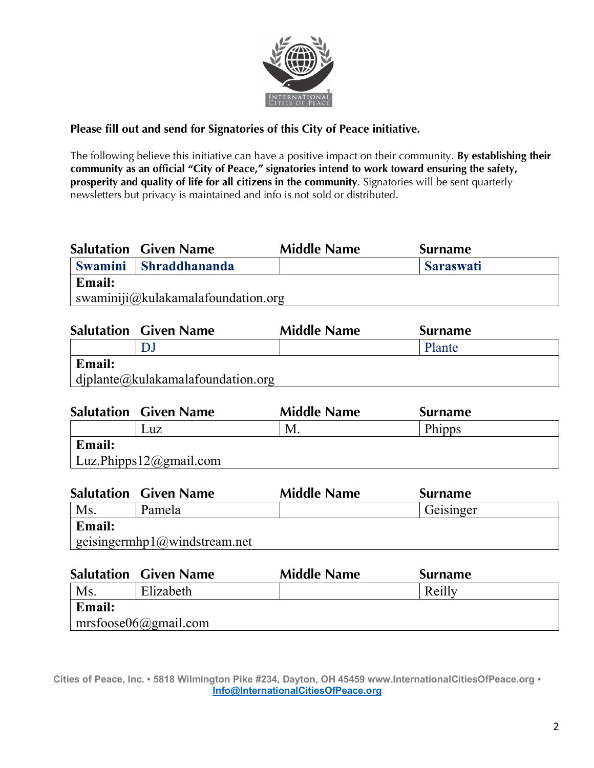**Please fill out and send for Signatories of this City of Peace initiative.**

The following believe this initiative can have a positive impact on their community. **By establishing their community as an official "City of Peace," signatories intend to work toward ensuring the safety, prosperity and quality of life for all citizens in the community**. Signatories will be sent quarterly newsletters but privacy is maintained and info is not sold or distributed.

| Salutation | Given Name | Middle Name | Surname |
|---|---|---|---|
| **Swamini** | **Shraddhananda** | | **Saraswati** |
| **Email:** swaminiji@kulakamalafoundation.org | | | |

| Salutation | Given Name | Middle Name | Surname |
|---|---|---|---|
| | DJ | | Plante |
| **Email:** djplante@kulakamalafoundation.org | | | |

| Salutation | Given Name | Middle Name | Surname |
|---|---|---|---|
| | Luz | M. | Phipps |
| **Email:** Luz.Phipps12@gmail.com | | | |

| Salutation | Given Name | Middle Name | Surname |
|---|---|---|---|
| Ms. | Pamela | | Geisinger |
| **Email:** geisingermhp1@windstream.net | | | |

| Salutation | Given Name | Middle Name | Surname |
|---|---|---|---|
| Ms. | Elizabeth | | Reilly |
| **Email:** mrsfoose06@gmail.com | | | |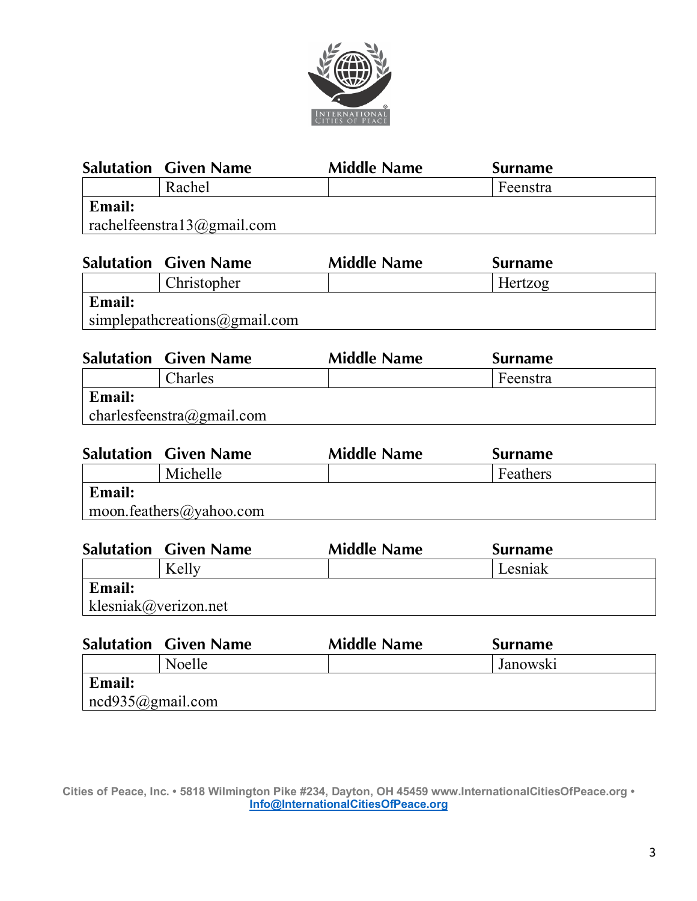| Salutation | Given Name | Middle Name | Surname |
| --- | --- | --- | --- |
| | Rachel | | Feenstra |
| **Email:** rachelfeenstra13@gmail.com | | | |

| Salutation | Given Name | Middle Name | Surname |
| --- | --- | --- | --- |
| | Christopher | | Hertzog |
| **Email:** simplepathcreations@gmail.com | | | |

| Salutation | Given Name | Middle Name | Surname |
| --- | --- | --- | --- |
| | Charles | | Feenstra |
| **Email:** charlesfeenstra@gmail.com | | | |

| Salutation | Given Name | Middle Name | Surname |
| --- | --- | --- | --- |
| | Michelle | | Feathers |
| **Email:** moon.feathers@yahoo.com | | | |

| Salutation | Given Name | Middle Name | Surname |
| --- | --- | --- | --- |
| | Kelly | | Lesniak |
| **Email:** klesniak@verizon.net | | | |

| Salutation | Given Name | Middle Name | Surname |
| --- | --- | --- | --- |
| | Noelle | | Janowski |
| **Email:** ncd935@gmail.com | | | |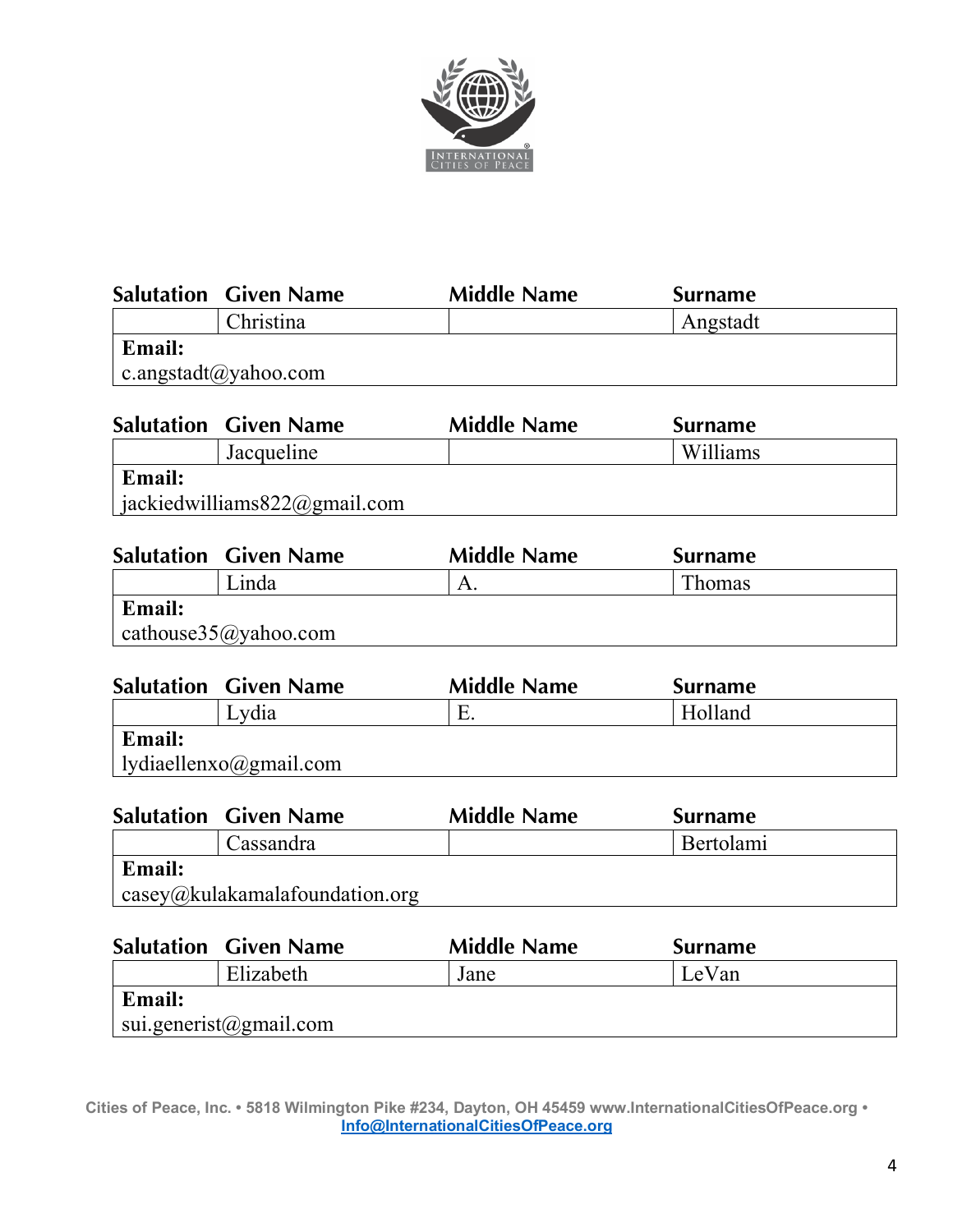| Salutation | Given Name | Middle Name | Surname |
|---|---|---|---|
| | Christina | | Angstadt |
| **Email:** c.angstadt@yahoo.com | | | |

| Salutation | Given Name | Middle Name | Surname |
|---|---|---|---|
| | Jacqueline | | Williams |
| **Email:** jackiedwilliams822@gmail.com | | | |

| Salutation | Given Name | Middle Name | Surname |
|---|---|---|---|
| | Linda | A. | Thomas |
| **Email:** cathouse35@yahoo.com | | | |

| Salutation | Given Name | Middle Name | Surname |
|---|---|---|---|
| | Lydia | E. | Holland |
| **Email:** lydiaellenxo@gmail.com | | | |

| Salutation | Given Name | Middle Name | Surname |
|---|---|---|---|
| | Cassandra | | Bertolami |
| **Email:** casey@kulakamalafoundation.org | | | |

| Salutation | Given Name | Middle Name | Surname |
|---|---|---|---|
| | Elizabeth | Jane | LeVan |
| **Email:** sui.generist@gmail.com | | | |

Cities of Peace, Inc. • 5818 Wilmington Pike #234, Dayton, OH 45459 www.InternationalCitiesOfPeace.org • Info@InternationalCitiesOfPeace.org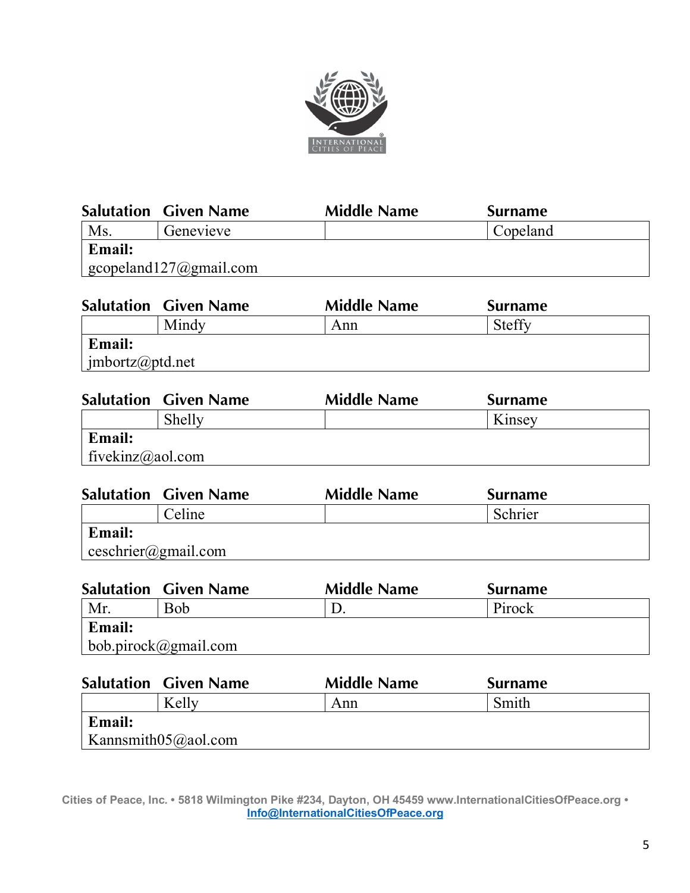| Salutation | Given Name | Middle Name | Surname |
|---|---|---|---|
| Ms. | Genevieve | | Copeland |
| **Email:** gcopeland127@gmail.com | | | |

| Salutation | Given Name | Middle Name | Surname |
|---|---|---|---|
| | Mindy | Ann | Steffy |
| **Email:** jmbortz@ptd.net | | | |

| Salutation | Given Name | Middle Name | Surname |
|---|---|---|---|
| | Shelly | | Kinsey |
| **Email:** fivekinz@aol.com | | | |

| Salutation | Given Name | Middle Name | Surname |
|---|---|---|---|
| | Celine | | Schrier |
| **Email:** ceschrier@gmail.com | | | |

| Salutation | Given Name | Middle Name | Surname |
|---|---|---|---|
| Mr. | Bob | D. | Pirock |
| **Email:** bob.pirock@gmail.com | | | |

| Salutation | Given Name | Middle Name | Surname |
|---|---|---|---|
| | Kelly | Ann | Smith |
| **Email:** Kannsmith05@aol.com | | | |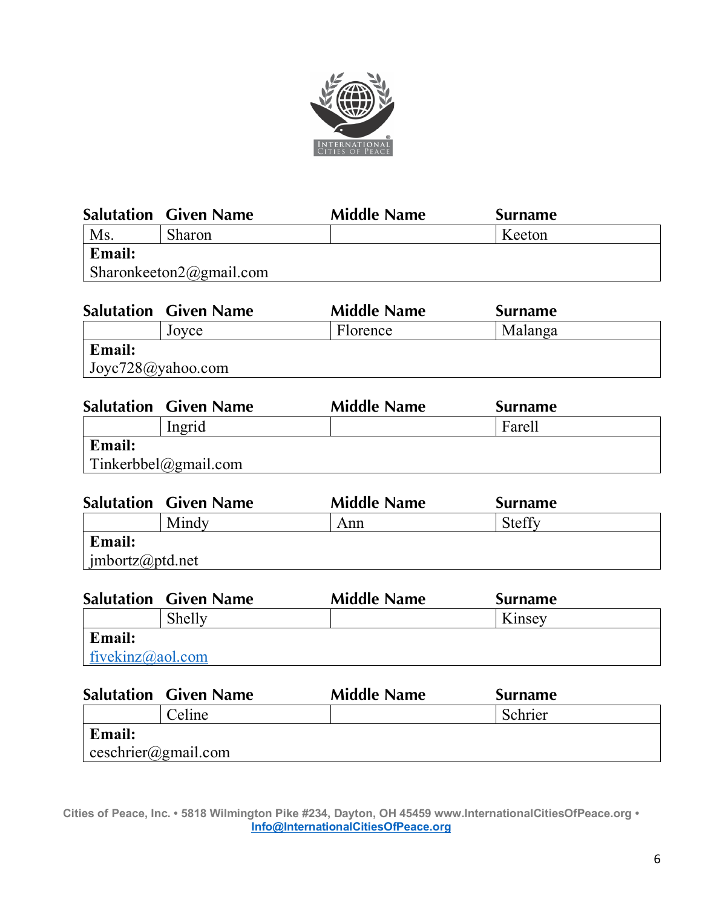| Salutation | Given Name | Middle Name | Surname |
|---|---|---|---|
| Ms. | Sharon | | Keeton |
| **Email:** Sharonkeeton2@gmail.com | | | |

| Salutation | Given Name | Middle Name | Surname |
|---|---|---|---|
| | Joyce | Florence | Malanga |
| **Email:** Joyc728@yahoo.com | | | |

| Salutation | Given Name | Middle Name | Surname |
|---|---|---|---|
| | Ingrid | | Farell |
| **Email:** Tinkerbbel@gmail.com | | | |

| Salutation | Given Name | Middle Name | Surname |
|---|---|---|---|
| | Mindy | Ann | Steffy |
| **Email:** jmbortz@ptd.net | | | |

| Salutation | Given Name | Middle Name | Surname |
|---|---|---|---|
| | Shelly | | Kinsey |
| **Email:** fivekinz@aol.com | | | |

| Salutation | Given Name | Middle Name | Surname |
|---|---|---|---|
| | Celine | | Schrier |
| **Email:** ceschrier@gmail.com | | | |

Cities of Peace, Inc. • 5818 Wilmington Pike #234, Dayton, OH 45459 www.InternationalCitiesOfPeace.org • Info@InternationalCitiesOfPeace.org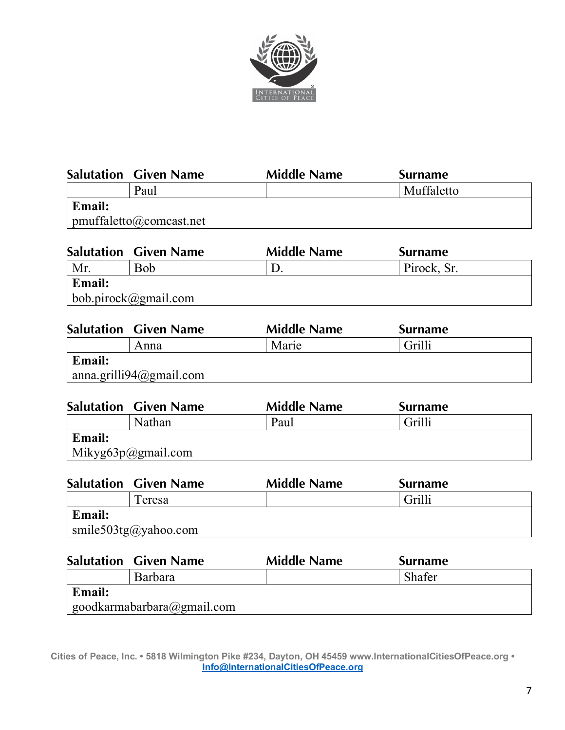| Salutation | Given Name | Middle Name | Surname |
|---|---|---|---|
| | Paul | | Muffaletto |
| **Email:** pmuffaletto@comcast.net | | | |

| Salutation | Given Name | Middle Name | Surname |
|---|---|---|---|
| Mr. | Bob | D. | Pirock, Sr. |
| **Email:** bob.pirock@gmail.com | | | |

| Salutation | Given Name | Middle Name | Surname |
|---|---|---|---|
| | Anna | Marie | Grilli |
| **Email:** anna.grilli94@gmail.com | | | |

| Salutation | Given Name | Middle Name | Surname |
|---|---|---|---|
| | Nathan | Paul | Grilli |
| **Email:** Mikyg63p@gmail.com | | | |

| Salutation | Given Name | Middle Name | Surname |
|---|---|---|---|
| | Teresa | | Grilli |
| **Email:** smile503tg@yahoo.com | | | |

| Salutation | Given Name | Middle Name | Surname |
|---|---|---|---|
| | Barbara | | Shafer |
| **Email:** goodkarmabarbara@gmail.com | | | |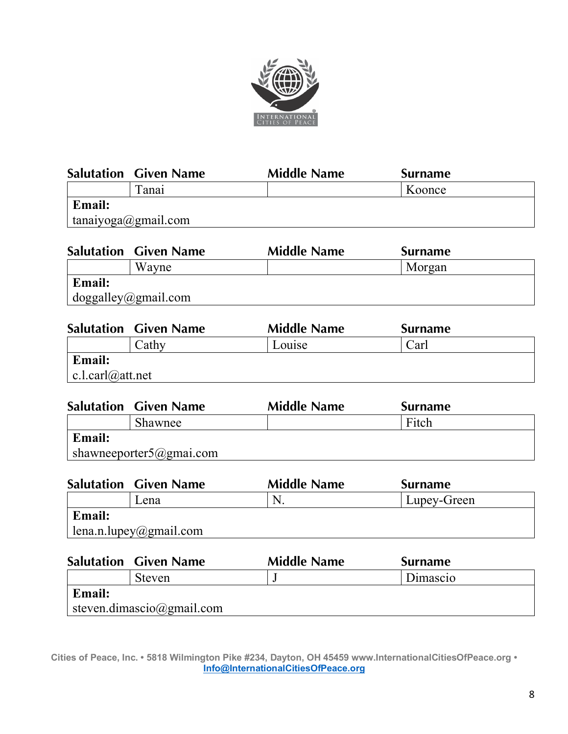| Salutation | Given Name | Middle Name | Surname |
|---|---|---|---|
| | Tanai | | Koonce |
| **Email:** tanaiyoga@gmail.com | | | |

| Salutation | Given Name | Middle Name | Surname |
|---|---|---|---|
| | Wayne | | Morgan |
| **Email:** doggalley@gmail.com | | | |

| Salutation | Given Name | Middle Name | Surname |
|---|---|---|---|
| | Cathy | Louise | Carl |
| **Email:** c.l.carl@att.net | | | |

| Salutation | Given Name | Middle Name | Surname |
|---|---|---|---|
| | Shawnee | | Fitch |
| **Email:** shawneeporter5@gmai.com | | | |

| Salutation | Given Name | Middle Name | Surname |
|---|---|---|---|
| | Lena | N. | Lupey-Green |
| **Email:** lena.n.lupey@gmail.com | | | |

| Salutation | Given Name | Middle Name | Surname |
|---|---|---|---|
| | Steven | J | Dimascio |
| **Email:** steven.dimascio@gmail.com | | | |

Cities of Peace, Inc. • 5818 Wilmington Pike #234, Dayton, OH 45459 www.InternationalCitiesOfPeace.org • Info@InternationalCitiesOfPeace.org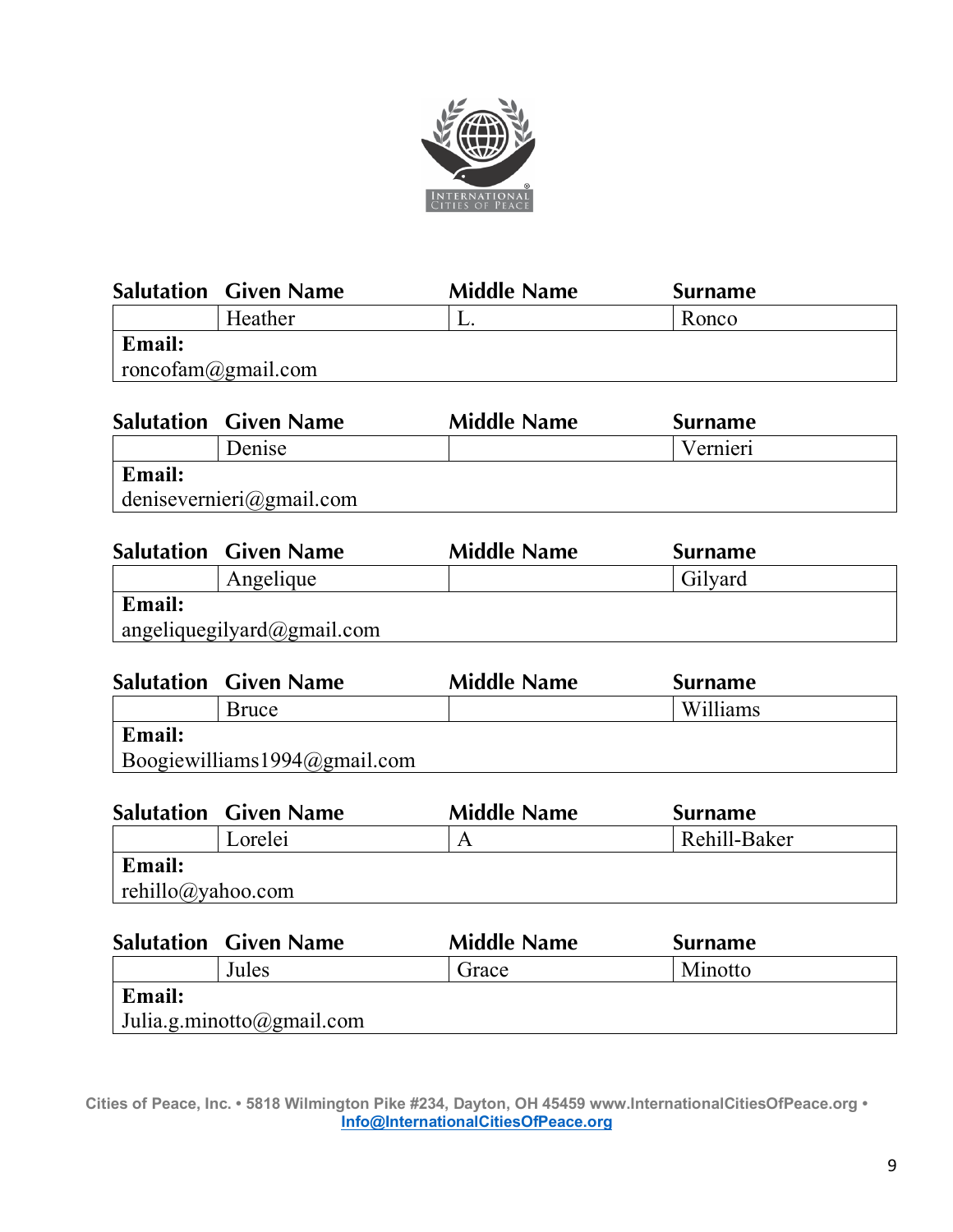| Salutation | Given Name | Middle Name | Surname |
|---|---|---|---|
| | Heather | L. | Ronco |
| **Email:** roncofam@gmail.com | | | |

| Salutation | Given Name | Middle Name | Surname |
|---|---|---|---|
| | Denise | | Vernieri |
| **Email:** denisevernieri@gmail.com | | | |

| Salutation | Given Name | Middle Name | Surname |
|---|---|---|---|
| | Angelique | | Gilyard |
| **Email:** angeliquegilyard@gmail.com | | | |

| Salutation | Given Name | Middle Name | Surname |
|---|---|---|---|
| | Bruce | | Williams |
| **Email:** Boogiewilliams1994@gmail.com | | | |

| Salutation | Given Name | Middle Name | Surname |
|---|---|---|---|
| | Lorelei | A | Rehill-Baker |
| **Email:** rehillo@yahoo.com | | | |

| Salutation | Given Name | Middle Name | Surname |
|---|---|---|---|
| | Jules | Grace | Minotto |
| **Email:** Julia.g.minotto@gmail.com | | | |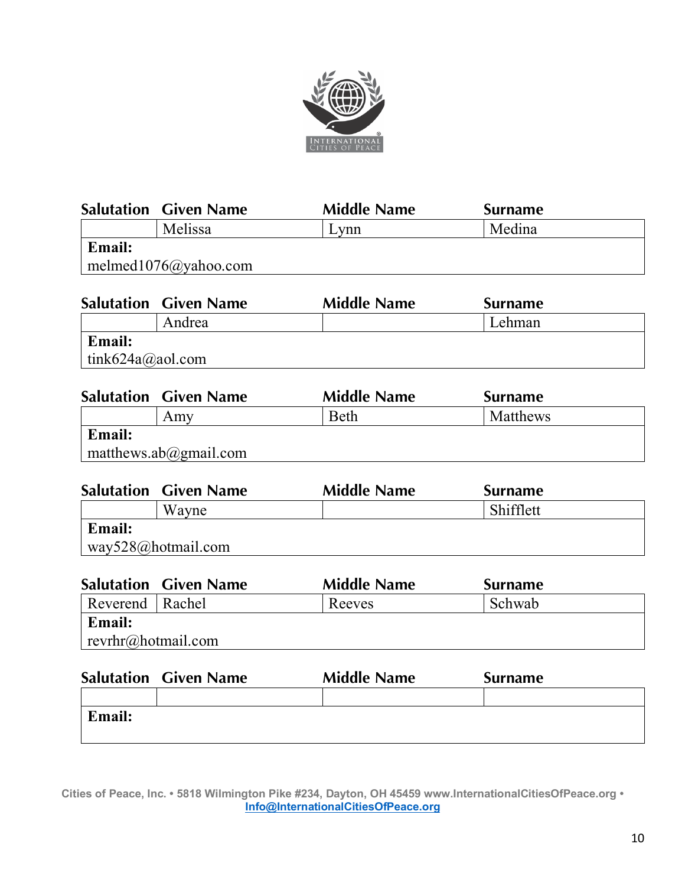| Salutation | Given Name | Middle Name | Surname |
| --- | --- | --- | --- |
| | Melissa | Lynn | Medina |
| **Email:** melmed1076@yahoo.com | | | |

| Salutation | Given Name | Middle Name | Surname |
| --- | --- | --- | --- |
| | Andrea | | Lehman |
| **Email:** tink624a@aol.com | | | |

| Salutation | Given Name | Middle Name | Surname |
| --- | --- | --- | --- |
| | Amy | Beth | Matthews |
| **Email:** matthews.ab@gmail.com | | | |

| Salutation | Given Name | Middle Name | Surname |
| --- | --- | --- | --- |
| | Wayne | | Shifflett |
| **Email:** way528@hotmail.com | | | |

| Salutation | Given Name | Middle Name | Surname |
| --- | --- | --- | --- |
| Reverend | Rachel | Reeves | Schwab |
| **Email:** revrhr@hotmail.com | | | |

| Salutation | Given Name | Middle Name | Surname |
| --- | --- | --- | --- |
| | | | |
| **Email:** | | | |

Cities of Peace, Inc. • 5818 Wilmington Pike #234, Dayton, OH 45459 www.InternationalCitiesOfPeace.org • Info@InternationalCitiesOfPeace.org